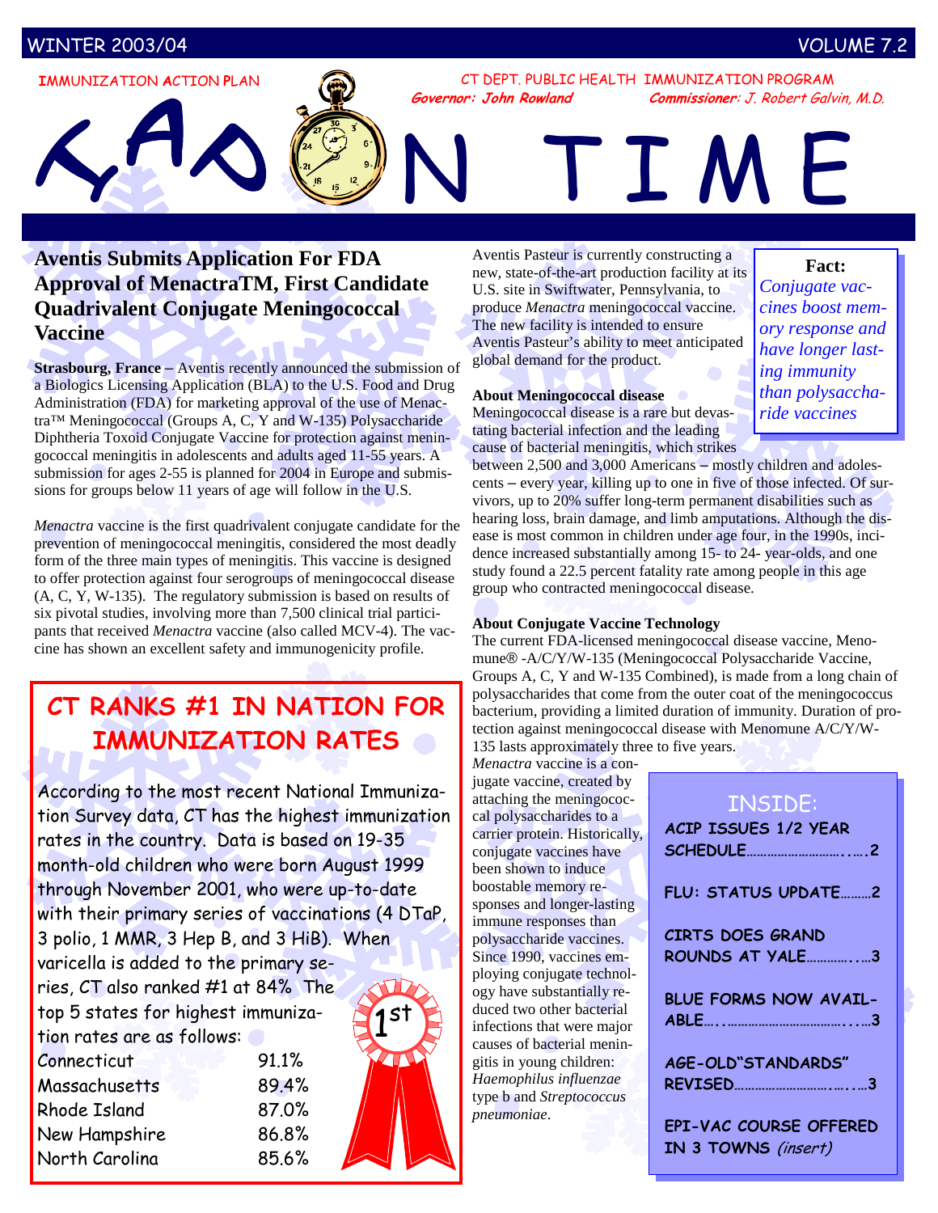WINTER 2003/04 VOLUME 7.2

IMMUNIZATION ACTION PLAN

CT DEPT. PUBLIC HEALTH IMMUNIZATION PROGRAM

*Governor: John Rowland* *Commissioner: J. Robert Galvin, M.D.*

# IAP ON TIME

## Aventis Submits Application For FDA Approval of MenactraTM, First Candidate Quadrivalent Conjugate Meningococcal Vaccine

**Strasbourg, France** – Aventis recently announced the submission of a Biologics Licensing Application (BLA) to the U.S. Food and Drug Administration (FDA) for marketing approval of the use of Menactra™ Meningococcal (Groups A, C, Y and W-135) Polysaccharide Diphtheria Toxoid Conjugate Vaccine for protection against meningococcal meningitis in adolescents and adults aged 11-55 years. A submission for ages 2-55 is planned for 2004 in Europe and submissions for groups below 11 years of age will follow in the U.S.

*Menactra* vaccine is the first quadrivalent conjugate candidate for the prevention of meningococcal meningitis, considered the most deadly form of the three main types of meningitis. This vaccine is designed to offer protection against four serogroups of meningococcal disease (A, C, Y, W-135). The regulatory submission is based on results of six pivotal studies, involving more than 7,500 clinical trial participants that received *Menactra* vaccine (also called MCV-4). The vaccine has shown an excellent safety and immunogenicity profile.

Aventis Pasteur is currently constructing a new, state-of-the-art production facility at its U.S. site in Swiftwater, Pennsylvania, to produce *Menactra* meningococcal vaccine. The new facility is intended to ensure Aventis Pasteur's ability to meet anticipated global demand for the product.

**Fact:**
*Conjugate vaccines boost memory response and have longer lasting immunity than polysaccharide vaccines*

**About Meningococcal disease**

Meningococcal disease is a rare but devastating bacterial infection and the leading cause of bacterial meningitis, which strikes between 2,500 and 3,000 Americans – mostly children and adolescents – every year, killing up to one in five of those infected. Of survivors, up to 20% suffer long-term permanent disabilities such as hearing loss, brain damage, and limb amputations. Although the disease is most common in children under age four, in the 1990s, incidence increased substantially among 15- to 24- year-olds, and one study found a 22.5 percent fatality rate among people in this age group who contracted meningococcal disease.

**About Conjugate Vaccine Technology**

The current FDA-licensed meningococcal disease vaccine, Menomune® -A/C/Y/W-135 (Meningococcal Polysaccharide Vaccine, Groups A, C, Y and W-135 Combined), is made from a long chain of polysaccharides that come from the outer coat of the meningococcus bacterium, providing a limited duration of immunity. Duration of protection against meningococcal disease with Menomune A/C/Y/W-135 lasts approximately three to five years.

*Menactra* vaccine is a conjugate vaccine, created by attaching the meningococcal polysaccharides to a carrier protein. Historically, conjugate vaccines have been shown to induce boostable memory responses and longer-lasting immune responses than polysaccharide vaccines. Since 1990, vaccines employing conjugate technology have substantially reduced two other bacterial infections that were major causes of bacterial meningitis in young children: *Haemophilus influenzae* type b and *Streptococcus pneumoniae*.

## CT RANKS #1 IN NATION FOR IMMUNIZATION RATES

According to the most recent National Immunization Survey data, CT has the highest immunization rates in the country. Data is based on 19-35 month-old children who were born August 1999 through November 2001, who were up-to-date with their primary series of vaccinations (4 DTaP, 3 polio, 1 MMR, 3 Hep B, and 3 HiB). When varicella is added to the primary series, CT also ranked #1 at 84% The top 5 states for highest immunization rates are as follows:

| State | Rate |
|---|---|
| Connecticut | 91.1% |
| Massachusetts | 89.4% |
| Rhode Island | 87.0% |
| New Hampshire | 86.8% |
| North Carolina | 85.6% |

1st

**INSIDE:**

- ACIP ISSUES 1/2 YEAR SCHEDULE……….2
- FLU: STATUS UPDATE………2
- CIRTS DOES GRAND ROUNDS AT YALE……….3
- BLUE FORMS NOW AVAILABLE……….3
- AGE-OLD "STANDARDS" REVISED……….3
- EPI-VAC COURSE OFFERED IN 3 TOWNS *(insert)*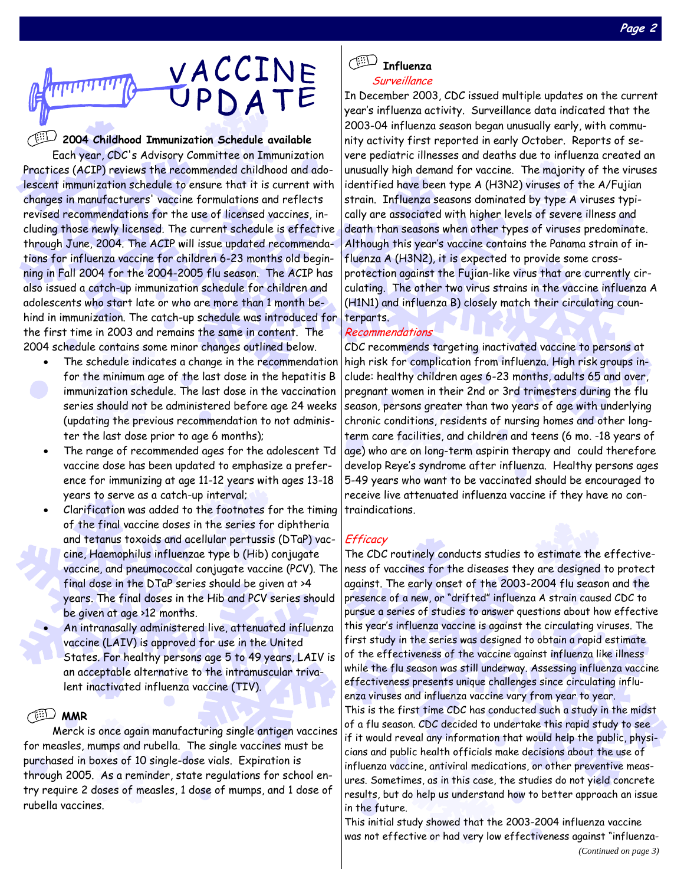# VACCINE UPDATE

### 2004 Childhood Immunization Schedule available

Each year, CDC's Advisory Committee on Immunization Practices (ACIP) reviews the recommended childhood and adolescent immunization schedule to ensure that it is current with changes in manufacturers' vaccine formulations and reflects revised recommendations for the use of licensed vaccines, including those newly licensed. The current schedule is effective through June, 2004. The ACIP will issue updated recommendations for influenza vaccine for children 6-23 months old beginning in Fall 2004 for the 2004-2005 flu season. The ACIP has also issued a catch-up immunization schedule for children and adolescents who start late or who are more than 1 month behind in immunization. The catch-up schedule was introduced for the first time in 2003 and remains the same in content. The 2004 schedule contains some minor changes outlined below.

- The schedule indicates a change in the recommendation for the minimum age of the last dose in the hepatitis B immunization schedule. The last dose in the vaccination series should not be administered before age 24 weeks (updating the previous recommendation to not administer the last dose prior to age 6 months);
- The range of recommended ages for the adolescent Td vaccine dose has been updated to emphasize a preference for immunizing at age 11-12 years with ages 13-18 years to serve as a catch-up interval;
- Clarification was added to the footnotes for the timing of the final vaccine doses in the series for diphtheria and tetanus toxoids and acellular pertussis (DTaP) vaccine, Haemophilus influenzae type b (Hib) conjugate vaccine, and pneumococcal conjugate vaccine (PCV). The final dose in the DTaP series should be given at >4 years. The final doses in the Hib and PCV series should be given at >12 months.
- An intranasally administered live, attenuated influenza vaccine (LAIV) is approved for use in the United States. For healthy persons age 5 to 49 years, LAIV is an acceptable alternative to the intramuscular trivalent inactivated influenza vaccine (TIV).

### MMR

Merck is once again manufacturing single antigen vaccines for measles, mumps and rubella. The single vaccines must be purchased in boxes of 10 single-dose vials. Expiration is through 2005. As a reminder, state regulations for school entry require 2 doses of measles, 1 dose of mumps, and 1 dose of rubella vaccines.

### Influenza

*Surveillance*

In December 2003, CDC issued multiple updates on the current year's influenza activity. Surveillance data indicated that the 2003-04 influenza season began unusually early, with community activity first reported in early October. Reports of severe pediatric illnesses and deaths due to influenza created an unusually high demand for vaccine. The majority of the viruses identified have been type A (H3N2) viruses of the A/Fujian strain. Influenza seasons dominated by type A viruses typically are associated with higher levels of severe illness and death than seasons when other types of viruses predominate. Although this year's vaccine contains the Panama strain of influenza A (H3N2), it is expected to provide some cross-protection against the Fujian-like virus that are currently circulating. The other two virus strains in the vaccine influenza A (H1N1) and influenza B) closely match their circulating counterparts.

*Recommendations*

CDC recommends targeting inactivated vaccine to persons at high risk for complication from influenza. High risk groups include: healthy children ages 6-23 months, adults 65 and over, pregnant women in their 2nd or 3rd trimesters during the flu season, persons greater than two years of age with underlying chronic conditions, residents of nursing homes and other long-term care facilities, and children and teens (6 mo. -18 years of age) who are on long-term aspirin therapy and could therefore develop Reye's syndrome after influenza. Healthy persons ages 5-49 years who want to be vaccinated should be encouraged to receive live attenuated influenza vaccine if they have no contraindications.

*Efficacy*

The CDC routinely conducts studies to estimate the effectiveness of vaccines for the diseases they are designed to protect against. The early onset of the 2003-2004 flu season and the presence of a new, or "drifted" influenza A strain caused CDC to pursue a series of studies to answer questions about how effective this year's influenza vaccine is against the circulating viruses. The first study in the series was designed to obtain a rapid estimate of the effectiveness of the vaccine against influenza like illness while the flu season was still underway. Assessing influenza vaccine effectiveness presents unique challenges since circulating influenza viruses and influenza vaccine vary from year to year.

This is the first time CDC has conducted such a study in the midst of a flu season. CDC decided to undertake this rapid study to see if it would reveal any information that would help the public, physicians and public health officials make decisions about the use of influenza vaccine, antiviral medications, or other preventive measures. Sometimes, as in this case, the studies do not yield concrete results, but do help us understand how to better approach an issue in the future.

This initial study showed that the 2003-2004 influenza vaccine was not effective or had very low effectiveness against "influenza-

*(Continued on page 3)*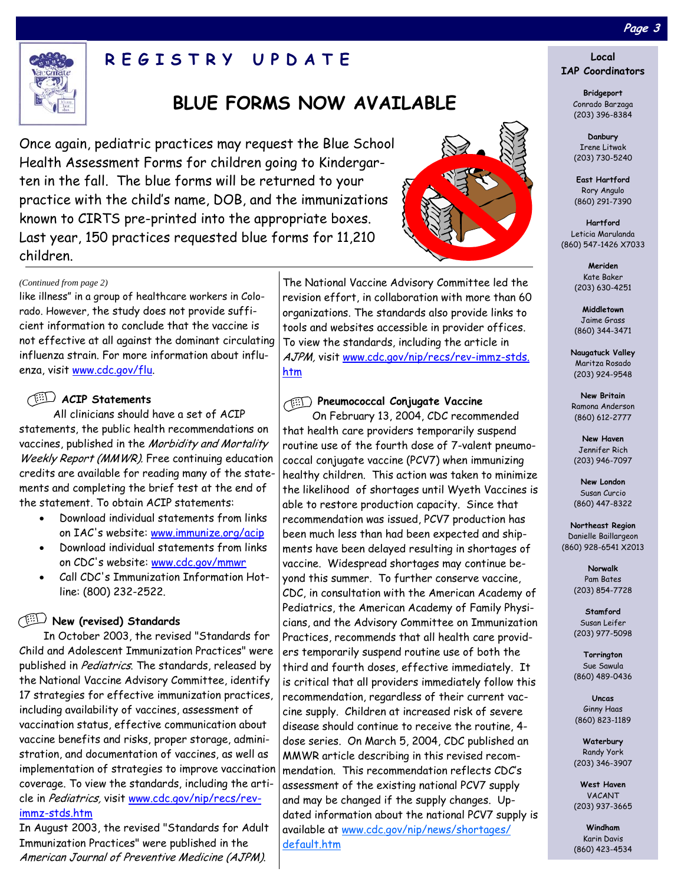# REGISTRY UPDATE

## BLUE FORMS NOW AVAILABLE

Once again, pediatric practices may request the Blue School Health Assessment Forms for children going to Kindergarten in the fall. The blue forms will be returned to your practice with the child's name, DOB, and the immunizations known to CIRTS pre-printed into the appropriate boxes. Last year, 150 practices requested blue forms for 11,210 children.

*(Continued from page 2)*

like illness" in a group of healthcare workers in Colorado. However, the study does not provide sufficient information to conclude that the vaccine is not effective at all against the dominant circulating influenza strain. For more information about influenza, visit www.cdc.gov/flu.

### ACIP Statements

All clinicians should have a set of ACIP statements, the public health recommendations on vaccines, published in the *Morbidity and Mortality Weekly Report (MMWR)*. Free continuing education credits are available for reading many of the statements and completing the brief test at the end of the statement. To obtain ACIP statements:

- Download individual statements from links on IAC's website: www.immunize.org/acip
- Download individual statements from links on CDC's website: www.cdc.gov/mmwr
- Call CDC's Immunization Information Hotline: (800) 232-2522.

### New (revised) Standards

In October 2003, the revised "Standards for Child and Adolescent Immunization Practices" were published in *Pediatrics*. The standards, released by the National Vaccine Advisory Committee, identify 17 strategies for effective immunization practices, including availability of vaccines, assessment of vaccination status, effective communication about vaccine benefits and risks, proper storage, administration, and documentation of vaccines, as well as implementation of strategies to improve vaccination coverage. To view the standards, including the article in *Pediatrics*, visit www.cdc.gov/nip/recs/rev-immz-stds.htm

In August 2003, the revised "Standards for Adult Immunization Practices" were published in the *American Journal of Preventive Medicine (AJPM)*. The National Vaccine Advisory Committee led the revision effort, in collaboration with more than 60 organizations. The standards also provide links to tools and websites accessible in provider offices. To view the standards, including the article in *AJPM*, visit www.cdc.gov/nip/recs/rev-immz-stds.htm

### Pneumococcal Conjugate Vaccine

On February 13, 2004, CDC recommended that health care providers temporarily suspend routine use of the fourth dose of 7-valent pneumococcal conjugate vaccine (PCV7) when immunizing healthy children. This action was taken to minimize the likelihood of shortages until Wyeth Vaccines is able to restore production capacity. Since that recommendation was issued, PCV7 production has been much less than had been expected and shipments have been delayed resulting in shortages of vaccine. Widespread shortages may continue beyond this summer. To further conserve vaccine, CDC, in consultation with the American Academy of Pediatrics, the American Academy of Family Physicians, and the Advisory Committee on Immunization Practices, recommends that all health care providers temporarily suspend routine use of both the third and fourth doses, effective immediately. It is critical that all providers immediately follow this recommendation, regardless of their current vaccine supply. Children at increased risk of severe disease should continue to receive the routine, 4-dose series. On March 5, 2004, CDC published an MMWR article describing in this revised recommendation. This recommendation reflects CDC's assessment of the existing national PCV7 supply and may be changed if the supply changes. Updated information about the national PCV7 supply is available at www.cdc.gov/nip/news/shortages/default.htm

### Local IAP Coordinators

**Bridgeport**
Conrado Barzaga
(203) 396-8384

**Danbury**
Irene Litwak
(203) 730-5240

**East Hartford**
Rory Angulo
(860) 291-7390

**Hartford**
Leticia Marulanda
(860) 547-1426 X7033

**Meriden**
Kate Baker
(203) 630-4251

**Middletown**
Jaime Grass
(860) 344-3471

**Naugatuck Valley**
Maritza Rosado
(203) 924-9548

**New Britain**
Ramona Anderson
(860) 612-2777

**New Haven**
Jennifer Rich
(203) 946-7097

**New London**
Susan Curcio
(860) 447-8322

**Northeast Region**
Danielle Baillargeon
(860) 928-6541 X2013

**Norwalk**
Pam Bates
(203) 854-7728

**Stamford**
Susan Leifer
(203) 977-5098

**Torrington**
Sue Sawula
(860) 489-0436

**Uncas**
Ginny Haas
(860) 823-1189

**Waterbury**
Randy York
(203) 346-3907

**West Haven**
VACANT
(203) 937-3665

**Windham**
Karin Davis
(860) 423-4534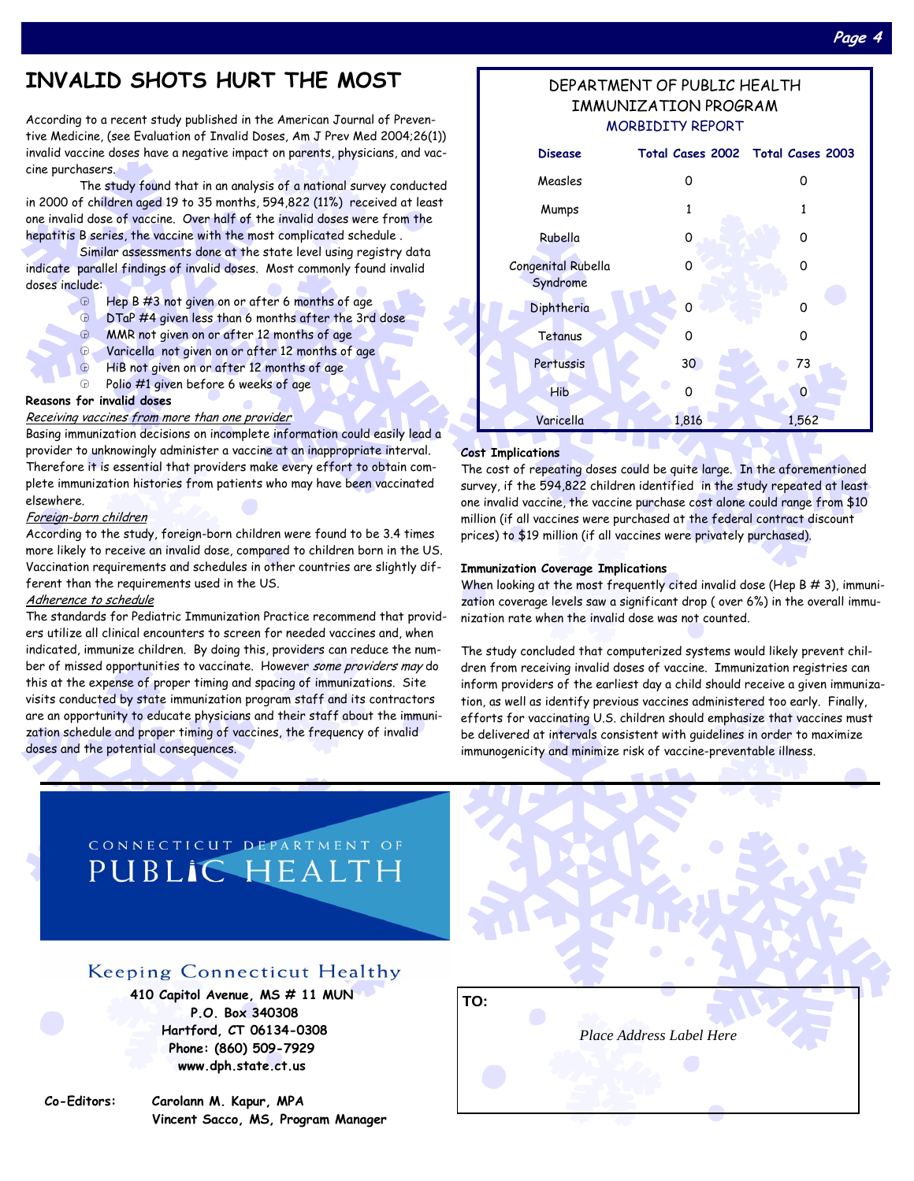# INVALID SHOTS HURT THE MOST

According to a recent study published in the American Journal of Preventive Medicine, (see Evaluation of Invalid Doses, Am J Prev Med 2004;26(1)) invalid vaccine doses have a negative impact on parents, physicians, and vaccine purchasers.

The study found that in an analysis of a national survey conducted in 2000 of children aged 19 to 35 months, 594,822 (11%) received at least one invalid dose of vaccine. Over half of the invalid doses were from the hepatitis B series, the vaccine with the most complicated schedule .

Similar assessments done at the state level using registry data indicate parallel findings of invalid doses. Most commonly found invalid doses include:

- Hep B #3 not given on or after 6 months of age
- DTaP #4 given less than 6 months after the 3rd dose
- MMR not given on or after 12 months of age
- Varicella not given on or after 12 months of age
- HiB not given on or after 12 months of age
- Polio #1 given before 6 weeks of age

**Reasons for invalid doses**

*Receiving vaccines from more than one provider*

Basing immunization decisions on incomplete information could easily lead a provider to unknowingly administer a vaccine at an inappropriate interval. Therefore it is essential that providers make every effort to obtain complete immunization histories from patients who may have been vaccinated elsewhere.

*Foreign-born children*

According to the study, foreign-born children were found to be 3.4 times more likely to receive an invalid dose, compared to children born in the US. Vaccination requirements and schedules in other countries are slightly different than the requirements used in the US.

*Adherence to schedule*

The standards for Pediatric Immunization Practice recommend that providers utilize all clinical encounters to screen for needed vaccines and, when indicated, immunize children. By doing this, providers can reduce the number of missed opportunities to vaccinate. However *some providers may* do this at the expense of proper timing and spacing of immunizations. Site visits conducted by state immunization program staff and its contractors are an opportunity to educate physicians and their staff about the immunization schedule and proper timing of vaccines, the frequency of invalid doses and the potential consequences.

## DEPARTMENT OF PUBLIC HEALTH IMMUNIZATION PROGRAM
### MORBIDITY REPORT

| Disease | Total Cases 2002 | Total Cases 2003 |
|---|---|---|
| Measles | 0 | 0 |
| Mumps | 1 | 1 |
| Rubella | 0 | 0 |
| Congenital Rubella Syndrome | 0 | 0 |
| Diphtheria | 0 | 0 |
| Tetanus | 0 | 0 |
| Pertussis | 30 | 73 |
| Hib | 0 | 0 |
| Varicella | 1,816 | 1,562 |

**Cost Implications**

The cost of repeating doses could be quite large. In the aforementioned survey, if the 594,822 children identified in the study repeated at least one invalid vaccine, the vaccine purchase cost alone could range from $10 million (if all vaccines were purchased at the federal contract discount prices) to $19 million (if all vaccines were privately purchased).

**Immunization Coverage Implications**

When looking at the most frequently cited invalid dose (Hep B # 3), immunization coverage levels saw a significant drop ( over 6%) in the overall immunization rate when the invalid dose was not counted.

The study concluded that computerized systems would likely prevent children from receiving invalid doses of vaccine. Immunization registries can inform providers of the earliest day a child should receive a given immunization, as well as identify previous vaccines administered too early. Finally, efforts for vaccinating U.S. children should emphasize that vaccines must be delivered at intervals consistent with guidelines in order to maximize immunogenicity and minimize risk of vaccine-preventable illness.

CONNECTICUT DEPARTMENT OF PUBLIC HEALTH

Keeping Connecticut Healthy

**410 Capitol Avenue, MS # 11 MUN**
**P.O. Box 340308**
**Hartford, CT 06134-0308**
**Phone: (860) 509-7929**
**www.dph.state.ct.us**

**Co-Editors:** **Carolann M. Kapur, MPA**
**Vincent Sacco, MS, Program Manager**

**TO:**

*Place Address Label Here*